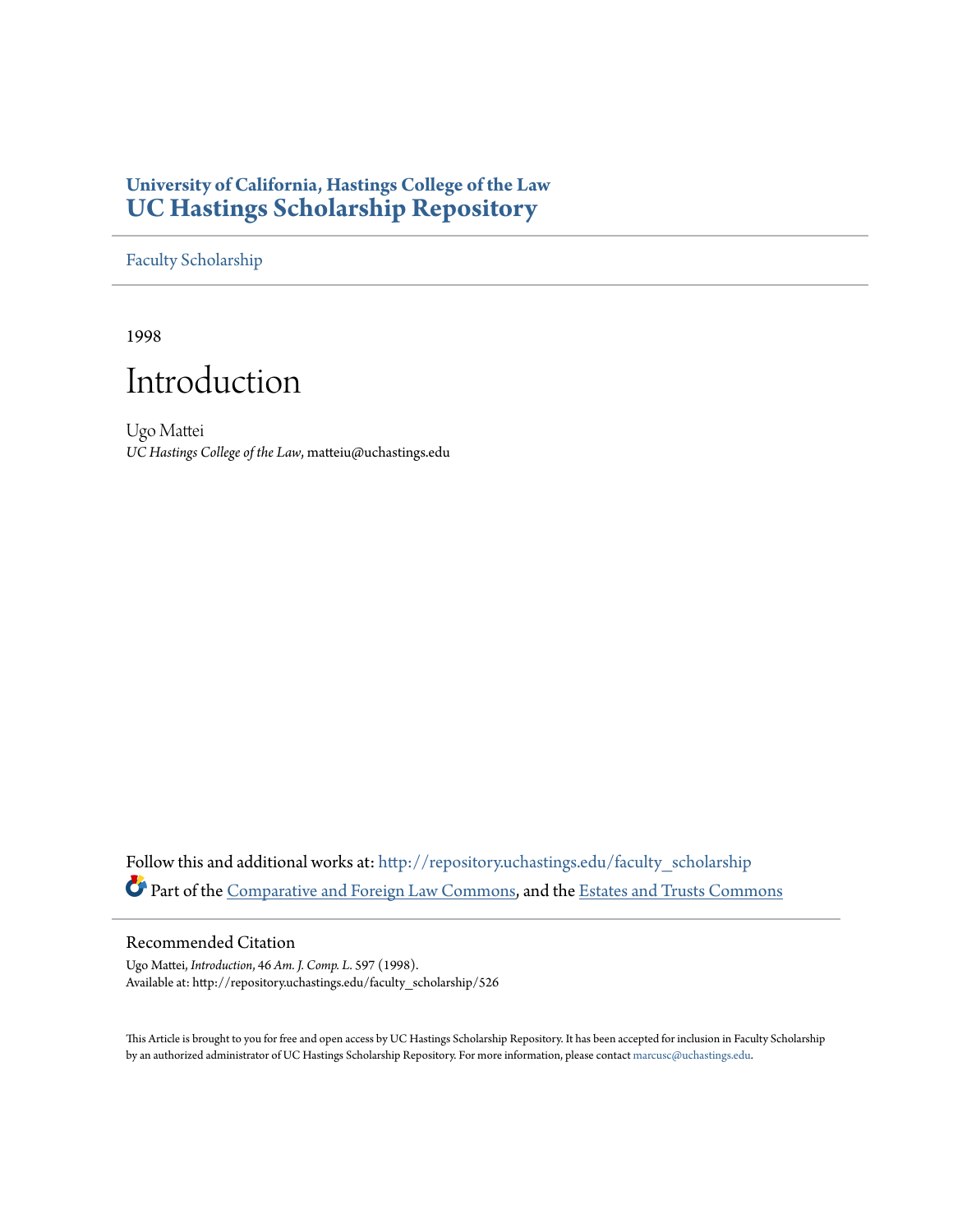**University of California, Hastings College of the Law**
# UC Hastings Scholarship Repository

Faculty Scholarship

1998

# Introduction

Ugo Mattei
*UC Hastings College of the Law*, matteiu@uchastings.edu

Follow this and additional works at: http://repository.uchastings.edu/faculty_scholarship
Part of the Comparative and Foreign Law Commons, and the Estates and Trusts Commons

## Recommended Citation

Ugo Mattei, *Introduction*, 46 *Am. J. Comp. L.* 597 (1998).
Available at: http://repository.uchastings.edu/faculty_scholarship/526

This Article is brought to you for free and open access by UC Hastings Scholarship Repository. It has been accepted for inclusion in Faculty Scholarship by an authorized administrator of UC Hastings Scholarship Repository. For more information, please contact marcusc@uchastings.edu.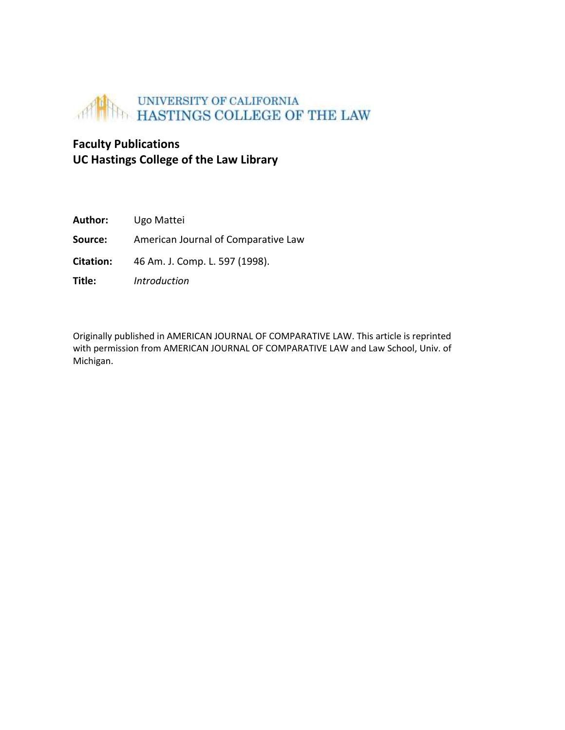UNIVERSITY OF CALIFORNIA
HASTINGS COLLEGE OF THE LAW

**Faculty Publications**
**UC Hastings College of the Law Library**

**Author:** Ugo Mattei

**Source:** American Journal of Comparative Law

**Citation:** 46 Am. J. Comp. L. 597 (1998).

**Title:** *Introduction*

Originally published in AMERICAN JOURNAL OF COMPARATIVE LAW. This article is reprinted with permission from AMERICAN JOURNAL OF COMPARATIVE LAW and Law School, Univ. of Michigan.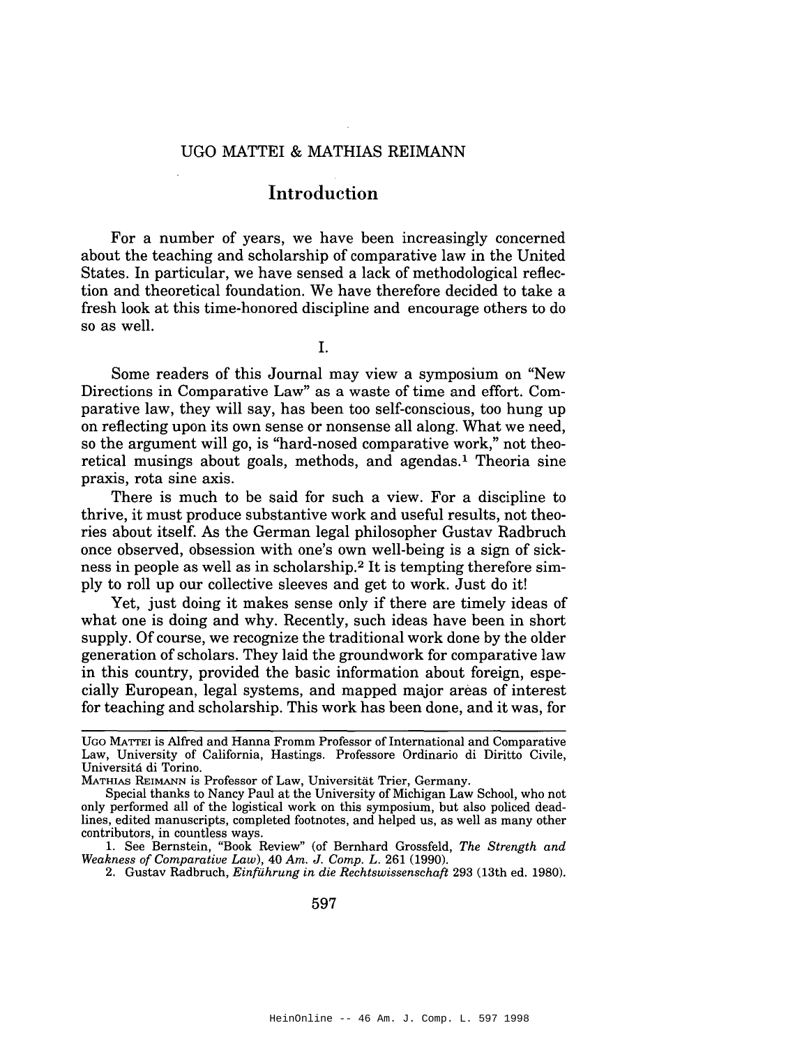UGO MATTEI & MATHIAS REIMANN

# Introduction

For a number of years, we have been increasingly concerned about the teaching and scholarship of comparative law in the United States. In particular, we have sensed a lack of methodological reflection and theoretical foundation. We have therefore decided to take a fresh look at this time-honored discipline and encourage others to do so as well.

I.

Some readers of this Journal may view a symposium on "New Directions in Comparative Law" as a waste of time and effort. Comparative law, they will say, has been too self-conscious, too hung up on reflecting upon its own sense or nonsense all along. What we need, so the argument will go, is "hard-nosed comparative work," not theoretical musings about goals, methods, and agendas.[1] Theoria sine praxis, rota sine axis.

There is much to be said for such a view. For a discipline to thrive, it must produce substantive work and useful results, not theories about itself. As the German legal philosopher Gustav Radbruch once observed, obsession with one's own well-being is a sign of sickness in people as well as in scholarship.[2] It is tempting therefore simply to roll up our collective sleeves and get to work. Just do it!

Yet, just doing it makes sense only if there are timely ideas of what one is doing and why. Recently, such ideas have been in short supply. Of course, we recognize the traditional work done by the older generation of scholars. They laid the groundwork for comparative law in this country, provided the basic information about foreign, especially European, legal systems, and mapped major areas of interest for teaching and scholarship. This work has been done, and it was, for

---

UGO MATTEI is Alfred and Hanna Fromm Professor of International and Comparative Law, University of California, Hastings. Professore Ordinario di Diritto Civile, Universitá di Torino.

MATHIAS REIMANN is Professor of Law, Universität Trier, Germany.

Special thanks to Nancy Paul at the University of Michigan Law School, who not only performed all of the logistical work on this symposium, but also policed deadlines, edited manuscripts, completed footnotes, and helped us, as well as many other contributors, in countless ways.

1. See Bernstein, "Book Review" (of Bernhard Grossfeld, *The Strength and Weakness of Comparative Law*), 40 *Am. J. Comp. L.* 261 (1990).

2. Gustav Radbruch, *Einführung in die Rechtswissenschaft* 293 (13th ed. 1980).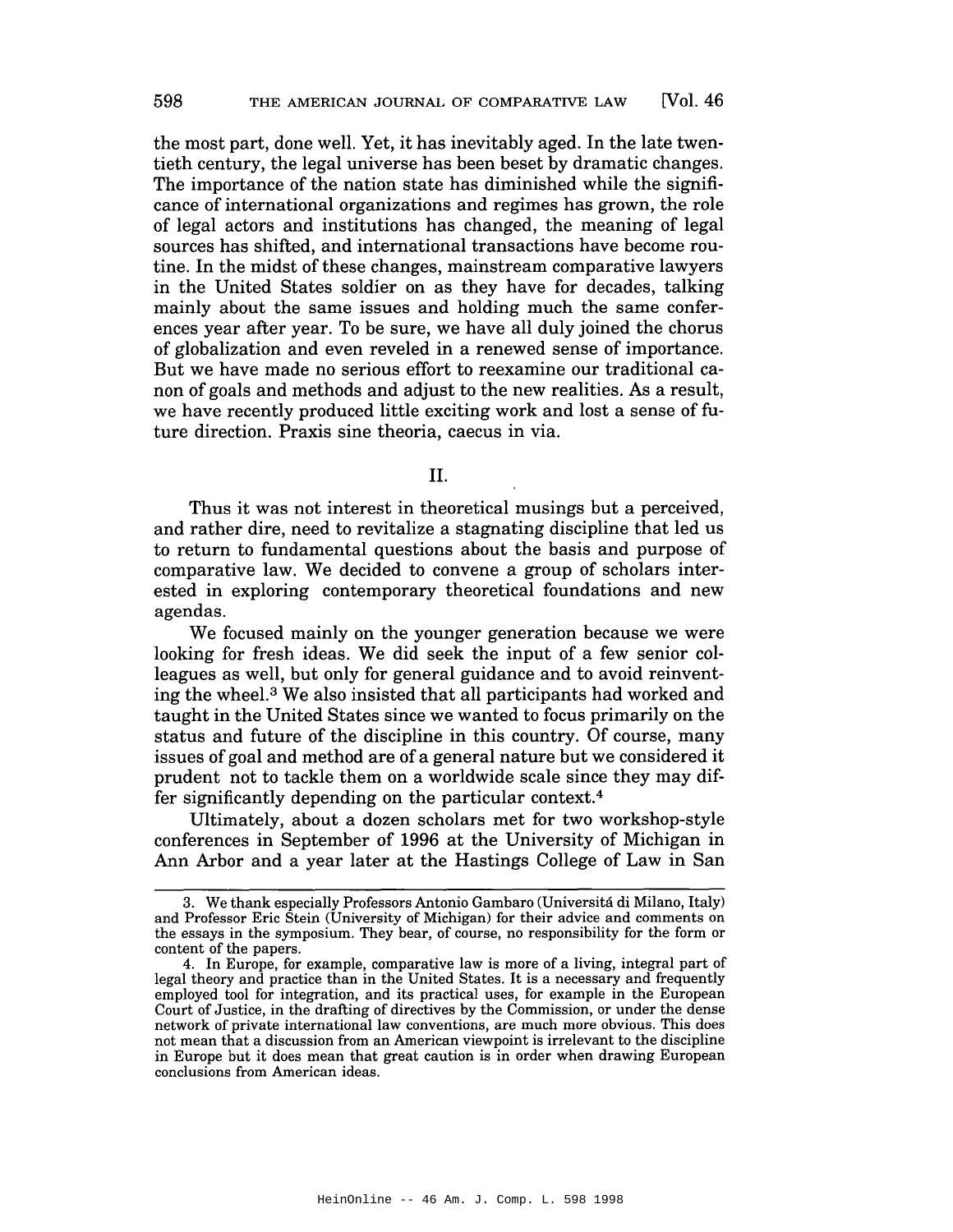the most part, done well. Yet, it has inevitably aged. In the late twentieth century, the legal universe has been beset by dramatic changes. The importance of the nation state has diminished while the significance of international organizations and regimes has grown, the role of legal actors and institutions has changed, the meaning of legal sources has shifted, and international transactions have become routine. In the midst of these changes, mainstream comparative lawyers in the United States soldier on as they have for decades, talking mainly about the same issues and holding much the same conferences year after year. To be sure, we have all duly joined the chorus of globalization and even reveled in a renewed sense of importance. But we have made no serious effort to reexamine our traditional canon of goals and methods and adjust to the new realities. As a result, we have recently produced little exciting work and lost a sense of future direction. Praxis sine theoria, caecus in via.

## II.

Thus it was not interest in theoretical musings but a perceived, and rather dire, need to revitalize a stagnating discipline that led us to return to fundamental questions about the basis and purpose of comparative law. We decided to convene a group of scholars interested in exploring contemporary theoretical foundations and new agendas.

We focused mainly on the younger generation because we were looking for fresh ideas. We did seek the input of a few senior colleagues as well, but only for general guidance and to avoid reinventing the wheel.[3] We also insisted that all participants had worked and taught in the United States since we wanted to focus primarily on the status and future of the discipline in this country. Of course, many issues of goal and method are of a general nature but we considered it prudent not to tackle them on a worldwide scale since they may differ significantly depending on the particular context.[4]

Ultimately, about a dozen scholars met for two workshop-style conferences in September of 1996 at the University of Michigan in Ann Arbor and a year later at the Hastings College of Law in San

---

3. We thank especially Professors Antonio Gambaro (Universitá di Milano, Italy) and Professor Eric Stein (University of Michigan) for their advice and comments on the essays in the symposium. They bear, of course, no responsibility for the form or content of the papers.

4. In Europe, for example, comparative law is more of a living, integral part of legal theory and practice than in the United States. It is a necessary and frequently employed tool for integration, and its practical uses, for example in the European Court of Justice, in the drafting of directives by the Commission, or under the dense network of private international law conventions, are much more obvious. This does not mean that a discussion from an American viewpoint is irrelevant to the discipline in Europe but it does mean that great caution is in order when drawing European conclusions from American ideas.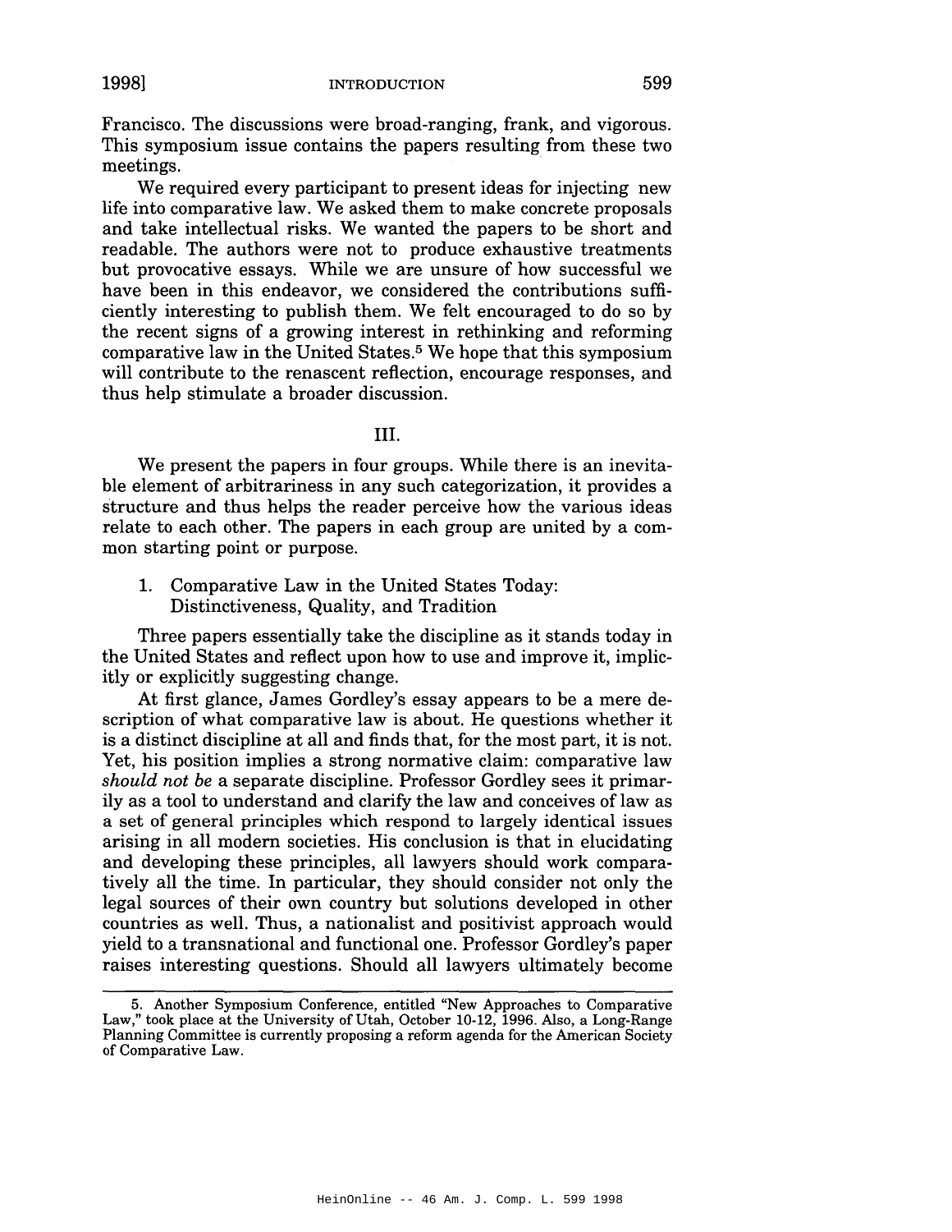Francisco. The discussions were broad-ranging, frank, and vigorous. This symposium issue contains the papers resulting from these two meetings.

We required every participant to present ideas for injecting new life into comparative law. We asked them to make concrete proposals and take intellectual risks. We wanted the papers to be short and readable. The authors were not to produce exhaustive treatments but provocative essays. While we are unsure of how successful we have been in this endeavor, we considered the contributions sufficiently interesting to publish them. We felt encouraged to do so by the recent signs of a growing interest in rethinking and reforming comparative law in the United States.[5] We hope that this symposium will contribute to the renascent reflection, encourage responses, and thus help stimulate a broader discussion.

## III.

We present the papers in four groups. While there is an inevitable element of arbitrariness in any such categorization, it provides a structure and thus helps the reader perceive how the various ideas relate to each other. The papers in each group are united by a common starting point or purpose.

### 1. Comparative Law in the United States Today: Distinctiveness, Quality, and Tradition

Three papers essentially take the discipline as it stands today in the United States and reflect upon how to use and improve it, implicitly or explicitly suggesting change.

At first glance, James Gordley's essay appears to be a mere description of what comparative law is about. He questions whether it is a distinct discipline at all and finds that, for the most part, it is not. Yet, his position implies a strong normative claim: comparative law *should not be* a separate discipline. Professor Gordley sees it primarily as a tool to understand and clarify the law and conceives of law as a set of general principles which respond to largely identical issues arising in all modern societies. His conclusion is that in elucidating and developing these principles, all lawyers should work comparatively all the time. In particular, they should consider not only the legal sources of their own country but solutions developed in other countries as well. Thus, a nationalist and positivist approach would yield to a transnational and functional one. Professor Gordley's paper raises interesting questions. Should all lawyers ultimately become

---

5. Another Symposium Conference, entitled "New Approaches to Comparative Law," took place at the University of Utah, October 10-12, 1996. Also, a Long-Range Planning Committee is currently proposing a reform agenda for the American Society of Comparative Law.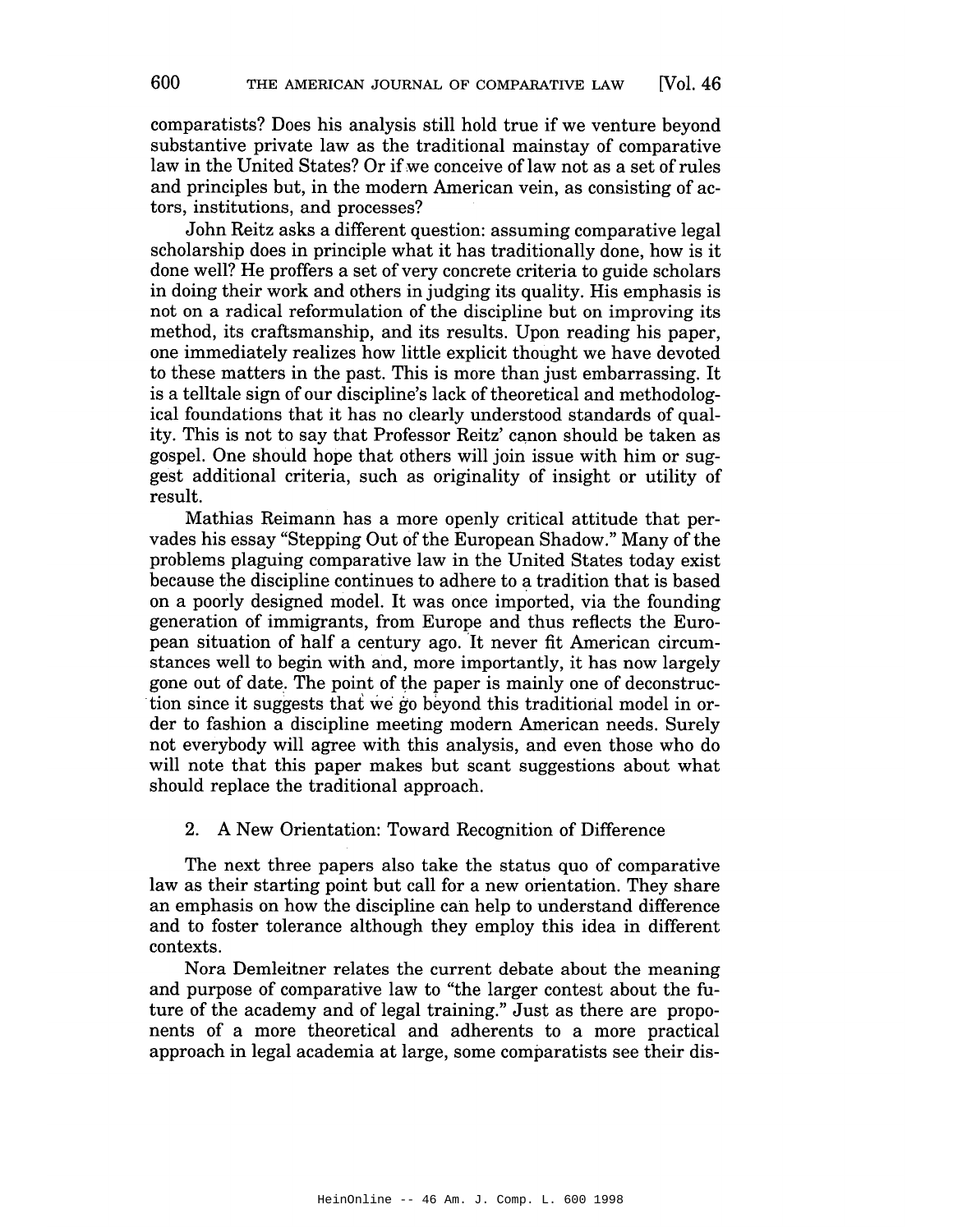comparatists? Does his analysis still hold true if we venture beyond substantive private law as the traditional mainstay of comparative law in the United States? Or if we conceive of law not as a set of rules and principles but, in the modern American vein, as consisting of actors, institutions, and processes?

John Reitz asks a different question: assuming comparative legal scholarship does in principle what it has traditionally done, how is it done well? He proffers a set of very concrete criteria to guide scholars in doing their work and others in judging its quality. His emphasis is not on a radical reformulation of the discipline but on improving its method, its craftsmanship, and its results. Upon reading his paper, one immediately realizes how little explicit thought we have devoted to these matters in the past. This is more than just embarrassing. It is a telltale sign of our discipline's lack of theoretical and methodological foundations that it has no clearly understood standards of quality. This is not to say that Professor Reitz' canon should be taken as gospel. One should hope that others will join issue with him or suggest additional criteria, such as originality of insight or utility of result.

Mathias Reimann has a more openly critical attitude that pervades his essay "Stepping Out of the European Shadow." Many of the problems plaguing comparative law in the United States today exist because the discipline continues to adhere to a tradition that is based on a poorly designed model. It was once imported, via the founding generation of immigrants, from Europe and thus reflects the European situation of half a century ago. It never fit American circumstances well to begin with and, more importantly, it has now largely gone out of date. The point of the paper is mainly one of deconstruction since it suggests that we go beyond this traditional model in order to fashion a discipline meeting modern American needs. Surely not everybody will agree with this analysis, and even those who do will note that this paper makes but scant suggestions about what should replace the traditional approach.

### 2. A New Orientation: Toward Recognition of Difference

The next three papers also take the status quo of comparative law as their starting point but call for a new orientation. They share an emphasis on how the discipline can help to understand difference and to foster tolerance although they employ this idea in different contexts.

Nora Demleitner relates the current debate about the meaning and purpose of comparative law to "the larger contest about the future of the academy and of legal training." Just as there are proponents of a more theoretical and adherents to a more practical approach in legal academia at large, some comparatists see their dis-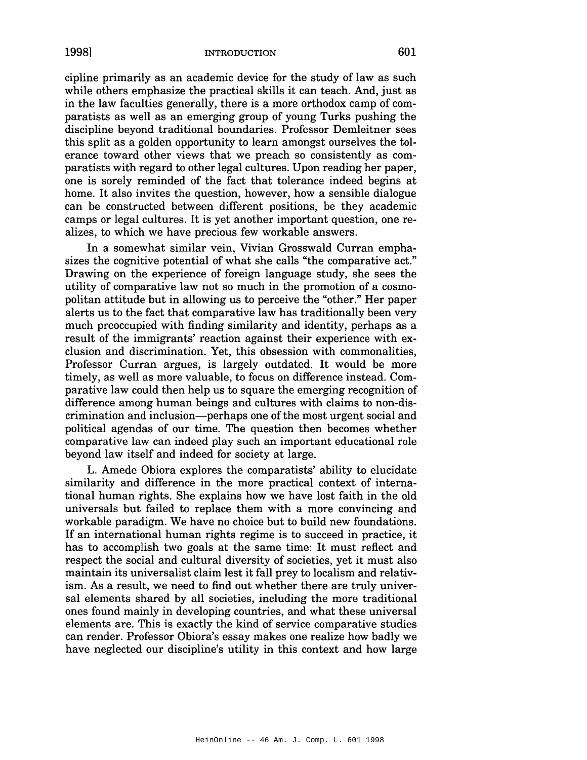cipline primarily as an academic device for the study of law as such while others emphasize the practical skills it can teach. And, just as in the law faculties generally, there is a more orthodox camp of comparatists as well as an emerging group of young Turks pushing the discipline beyond traditional boundaries. Professor Demleitner sees this split as a golden opportunity to learn amongst ourselves the tolerance toward other views that we preach so consistently as comparatists with regard to other legal cultures. Upon reading her paper, one is sorely reminded of the fact that tolerance indeed begins at home. It also invites the question, however, how a sensible dialogue can be constructed between different positions, be they academic camps or legal cultures. It is yet another important question, one realizes, to which we have precious few workable answers.

In a somewhat similar vein, Vivian Grosswald Curran emphasizes the cognitive potential of what she calls "the comparative act." Drawing on the experience of foreign language study, she sees the utility of comparative law not so much in the promotion of a cosmopolitan attitude but in allowing us to perceive the "other." Her paper alerts us to the fact that comparative law has traditionally been very much preoccupied with finding similarity and identity, perhaps as a result of the immigrants' reaction against their experience with exclusion and discrimination. Yet, this obsession with commonalities, Professor Curran argues, is largely outdated. It would be more timely, as well as more valuable, to focus on difference instead. Comparative law could then help us to square the emerging recognition of difference among human beings and cultures with claims to non-discrimination and inclusion—perhaps one of the most urgent social and political agendas of our time. The question then becomes whether comparative law can indeed play such an important educational role beyond law itself and indeed for society at large.

L. Amede Obiora explores the comparatists' ability to elucidate similarity and difference in the more practical context of international human rights. She explains how we have lost faith in the old universals but failed to replace them with a more convincing and workable paradigm. We have no choice but to build new foundations. If an international human rights regime is to succeed in practice, it has to accomplish two goals at the same time: It must reflect and respect the social and cultural diversity of societies, yet it must also maintain its universalist claim lest it fall prey to localism and relativism. As a result, we need to find out whether there are truly universal elements shared by all societies, including the more traditional ones found mainly in developing countries, and what these universal elements are. This is exactly the kind of service comparative studies can render. Professor Obiora's essay makes one realize how badly we have neglected our discipline's utility in this context and how large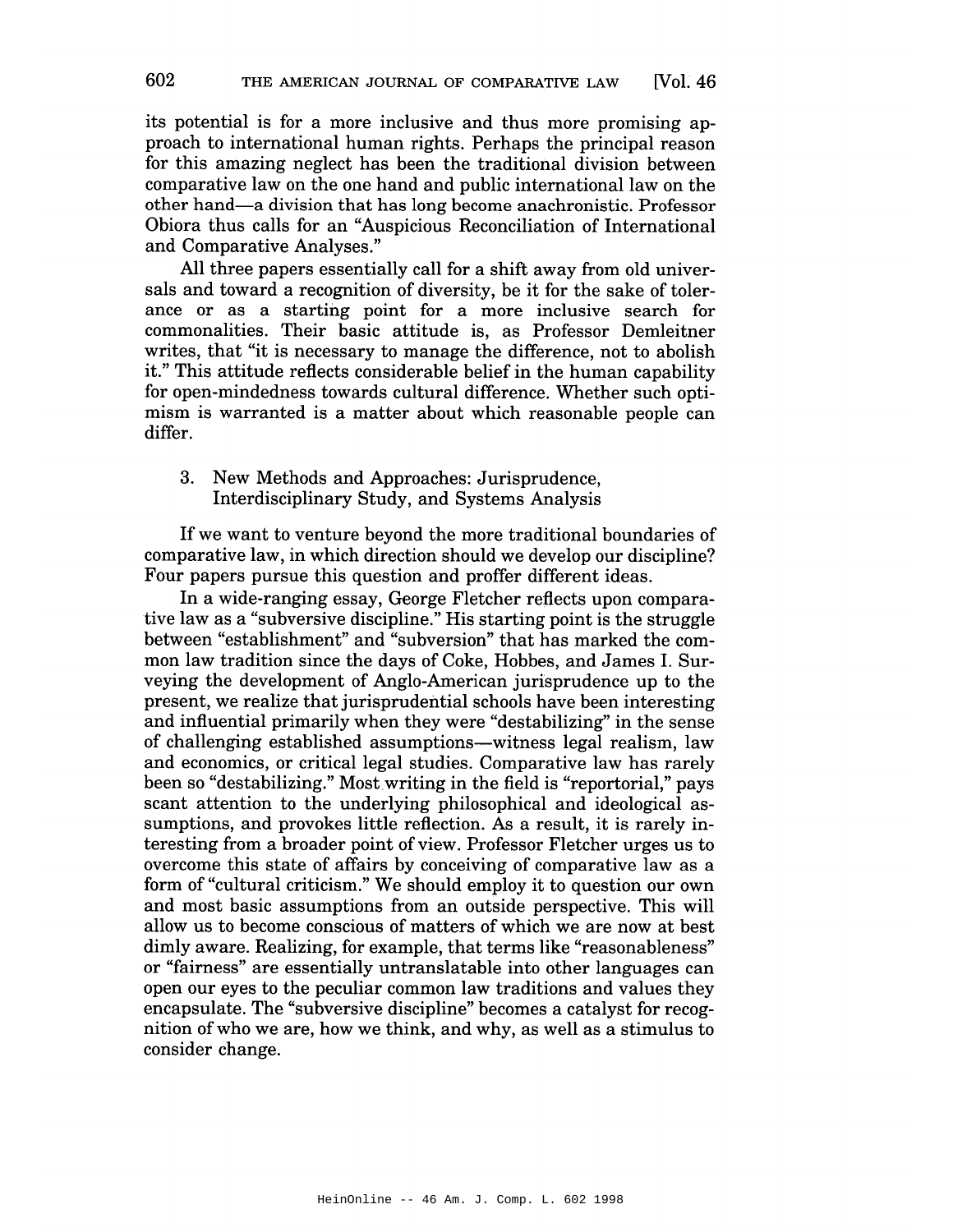its potential is for a more inclusive and thus more promising approach to international human rights. Perhaps the principal reason for this amazing neglect has been the traditional division between comparative law on the one hand and public international law on the other hand—a division that has long become anachronistic. Professor Obiora thus calls for an "Auspicious Reconciliation of International and Comparative Analyses."

All three papers essentially call for a shift away from old universals and toward a recognition of diversity, be it for the sake of tolerance or as a starting point for a more inclusive search for commonalities. Their basic attitude is, as Professor Demleitner writes, that "it is necessary to manage the difference, not to abolish it." This attitude reflects considerable belief in the human capability for open-mindedness towards cultural difference. Whether such optimism is warranted is a matter about which reasonable people can differ.

### 3. New Methods and Approaches: Jurisprudence, Interdisciplinary Study, and Systems Analysis

If we want to venture beyond the more traditional boundaries of comparative law, in which direction should we develop our discipline? Four papers pursue this question and proffer different ideas.

In a wide-ranging essay, George Fletcher reflects upon comparative law as a "subversive discipline." His starting point is the struggle between "establishment" and "subversion" that has marked the common law tradition since the days of Coke, Hobbes, and James I. Surveying the development of Anglo-American jurisprudence up to the present, we realize that jurisprudential schools have been interesting and influential primarily when they were "destabilizing" in the sense of challenging established assumptions—witness legal realism, law and economics, or critical legal studies. Comparative law has rarely been so "destabilizing." Most writing in the field is "reportorial," pays scant attention to the underlying philosophical and ideological assumptions, and provokes little reflection. As a result, it is rarely interesting from a broader point of view. Professor Fletcher urges us to overcome this state of affairs by conceiving of comparative law as a form of "cultural criticism." We should employ it to question our own and most basic assumptions from an outside perspective. This will allow us to become conscious of matters of which we are now at best dimly aware. Realizing, for example, that terms like "reasonableness" or "fairness" are essentially untranslatable into other languages can open our eyes to the peculiar common law traditions and values they encapsulate. The "subversive discipline" becomes a catalyst for recognition of who we are, how we think, and why, as well as a stimulus to consider change.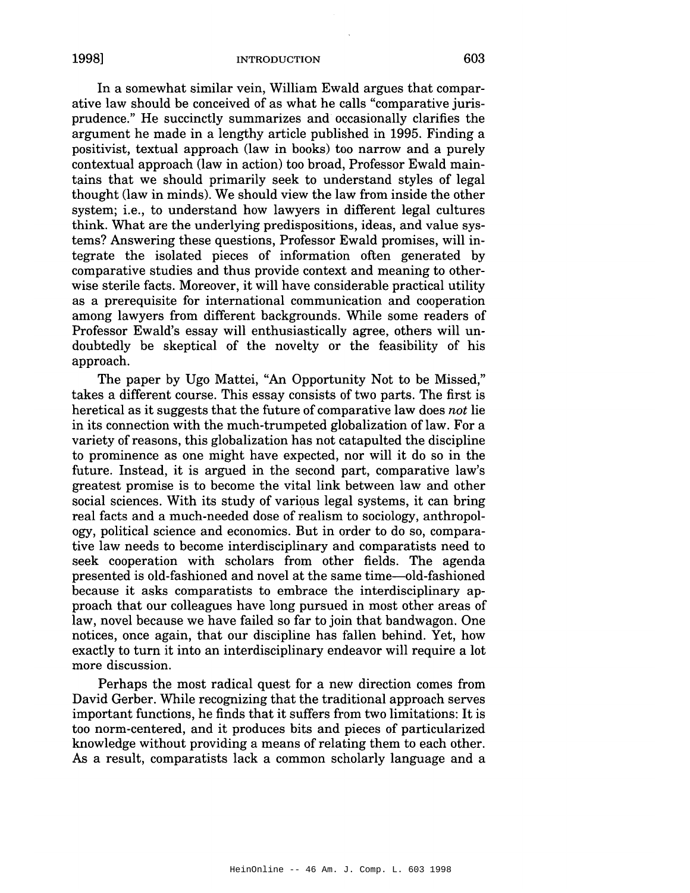In a somewhat similar vein, William Ewald argues that comparative law should be conceived of as what he calls "comparative jurisprudence." He succinctly summarizes and occasionally clarifies the argument he made in a lengthy article published in 1995. Finding a positivist, textual approach (law in books) too narrow and a purely contextual approach (law in action) too broad, Professor Ewald maintains that we should primarily seek to understand styles of legal thought (law in minds). We should view the law from inside the other system; i.e., to understand how lawyers in different legal cultures think. What are the underlying predispositions, ideas, and value systems? Answering these questions, Professor Ewald promises, will integrate the isolated pieces of information often generated by comparative studies and thus provide context and meaning to otherwise sterile facts. Moreover, it will have considerable practical utility as a prerequisite for international communication and cooperation among lawyers from different backgrounds. While some readers of Professor Ewald's essay will enthusiastically agree, others will undoubtedly be skeptical of the novelty or the feasibility of his approach.

The paper by Ugo Mattei, "An Opportunity Not to be Missed," takes a different course. This essay consists of two parts. The first is heretical as it suggests that the future of comparative law does *not* lie in its connection with the much-trumpeted globalization of law. For a variety of reasons, this globalization has not catapulted the discipline to prominence as one might have expected, nor will it do so in the future. Instead, it is argued in the second part, comparative law's greatest promise is to become the vital link between law and other social sciences. With its study of various legal systems, it can bring real facts and a much-needed dose of realism to sociology, anthropology, political science and economics. But in order to do so, comparative law needs to become interdisciplinary and comparatists need to seek cooperation with scholars from other fields. The agenda presented is old-fashioned and novel at the same time—old-fashioned because it asks comparatists to embrace the interdisciplinary approach that our colleagues have long pursued in most other areas of law, novel because we have failed so far to join that bandwagon. One notices, once again, that our discipline has fallen behind. Yet, how exactly to turn it into an interdisciplinary endeavor will require a lot more discussion.

Perhaps the most radical quest for a new direction comes from David Gerber. While recognizing that the traditional approach serves important functions, he finds that it suffers from two limitations: It is too norm-centered, and it produces bits and pieces of particularized knowledge without providing a means of relating them to each other. As a result, comparatists lack a common scholarly language and a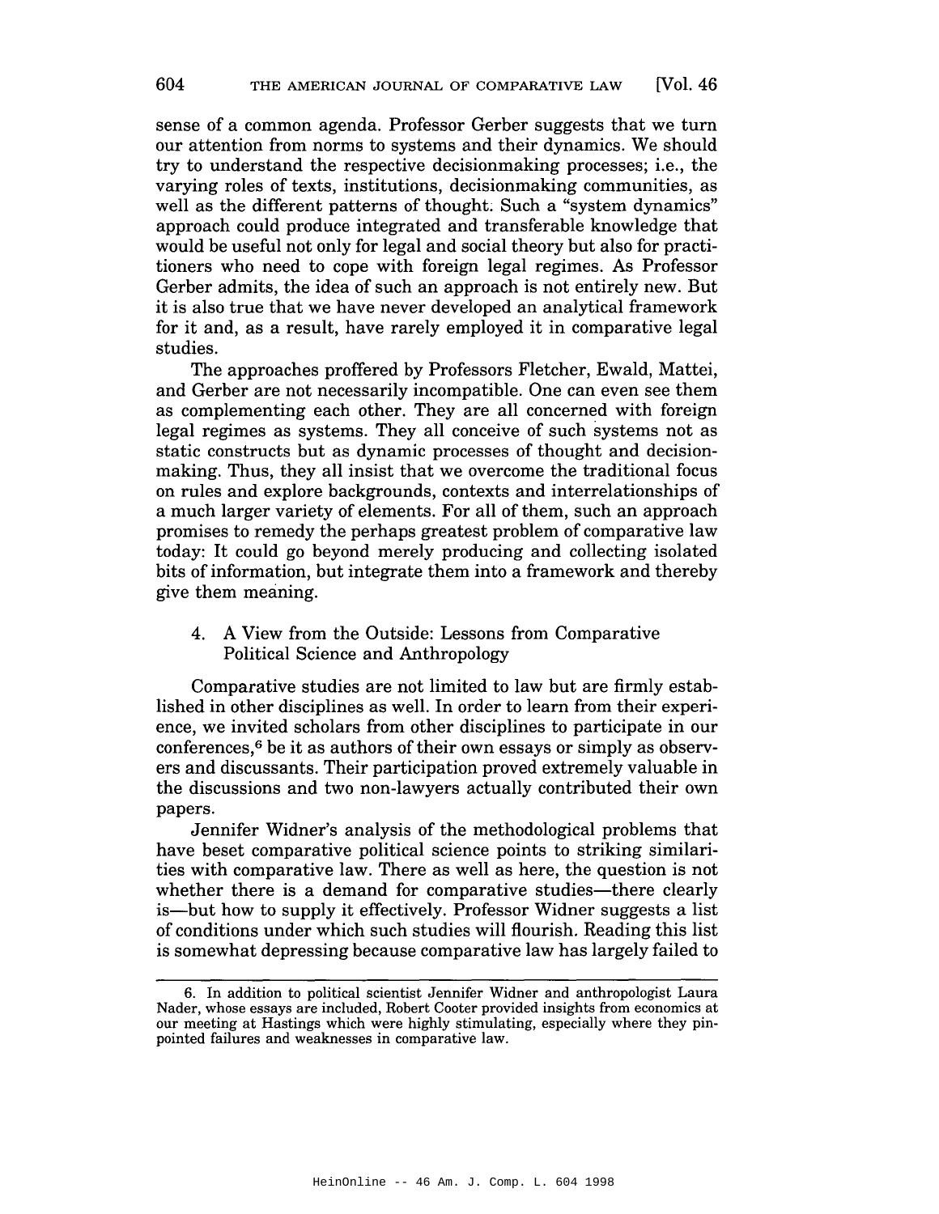sense of a common agenda. Professor Gerber suggests that we turn our attention from norms to systems and their dynamics. We should try to understand the respective decisionmaking processes; i.e., the varying roles of texts, institutions, decisionmaking communities, as well as the different patterns of thought. Such a "system dynamics" approach could produce integrated and transferable knowledge that would be useful not only for legal and social theory but also for practitioners who need to cope with foreign legal regimes. As Professor Gerber admits, the idea of such an approach is not entirely new. But it is also true that we have never developed an analytical framework for it and, as a result, have rarely employed it in comparative legal studies.

The approaches proffered by Professors Fletcher, Ewald, Mattei, and Gerber are not necessarily incompatible. One can even see them as complementing each other. They are all concerned with foreign legal regimes as systems. They all conceive of such systems not as static constructs but as dynamic processes of thought and decisionmaking. Thus, they all insist that we overcome the traditional focus on rules and explore backgrounds, contexts and interrelationships of a much larger variety of elements. For all of them, such an approach promises to remedy the perhaps greatest problem of comparative law today: It could go beyond merely producing and collecting isolated bits of information, but integrate them into a framework and thereby give them meaning.

### 4. A View from the Outside: Lessons from Comparative Political Science and Anthropology

Comparative studies are not limited to law but are firmly established in other disciplines as well. In order to learn from their experience, we invited scholars from other disciplines to participate in our conferences,[6] be it as authors of their own essays or simply as observers and discussants. Their participation proved extremely valuable in the discussions and two non-lawyers actually contributed their own papers.

Jennifer Widner's analysis of the methodological problems that have beset comparative political science points to striking similarities with comparative law. There as well as here, the question is not whether there is a demand for comparative studies—there clearly is—but how to supply it effectively. Professor Widner suggests a list of conditions under which such studies will flourish. Reading this list is somewhat depressing because comparative law has largely failed to

---

6. In addition to political scientist Jennifer Widner and anthropologist Laura Nader, whose essays are included, Robert Cooter provided insights from economics at our meeting at Hastings which were highly stimulating, especially where they pinpointed failures and weaknesses in comparative law.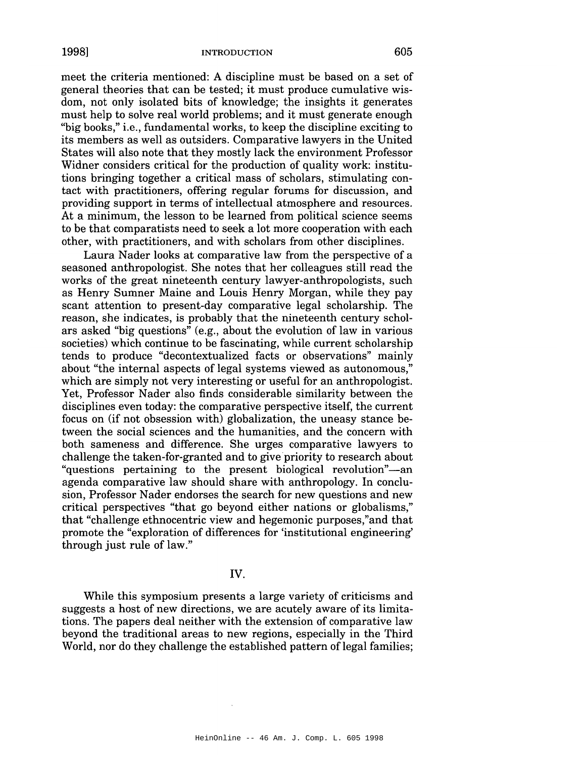meet the criteria mentioned: A discipline must be based on a set of general theories that can be tested; it must produce cumulative wisdom, not only isolated bits of knowledge; the insights it generates must help to solve real world problems; and it must generate enough "big books," i.e., fundamental works, to keep the discipline exciting to its members as well as outsiders. Comparative lawyers in the United States will also note that they mostly lack the environment Professor Widner considers critical for the production of quality work: institutions bringing together a critical mass of scholars, stimulating contact with practitioners, offering regular forums for discussion, and providing support in terms of intellectual atmosphere and resources. At a minimum, the lesson to be learned from political science seems to be that comparatists need to seek a lot more cooperation with each other, with practitioners, and with scholars from other disciplines.

Laura Nader looks at comparative law from the perspective of a seasoned anthropologist. She notes that her colleagues still read the works of the great nineteenth century lawyer-anthropologists, such as Henry Sumner Maine and Louis Henry Morgan, while they pay scant attention to present-day comparative legal scholarship. The reason, she indicates, is probably that the nineteenth century scholars asked "big questions" (e.g., about the evolution of law in various societies) which continue to be fascinating, while current scholarship tends to produce "decontextualized facts or observations" mainly about "the internal aspects of legal systems viewed as autonomous," which are simply not very interesting or useful for an anthropologist. Yet, Professor Nader also finds considerable similarity between the disciplines even today: the comparative perspective itself, the current focus on (if not obsession with) globalization, the uneasy stance between the social sciences and the humanities, and the concern with both sameness and difference. She urges comparative lawyers to challenge the taken-for-granted and to give priority to research about "questions pertaining to the present biological revolution"—an agenda comparative law should share with anthropology. In conclusion, Professor Nader endorses the search for new questions and new critical perspectives "that go beyond either nations or globalisms," that "challenge ethnocentric view and hegemonic purposes,"and that promote the "exploration of differences for 'institutional engineering' through just rule of law."

## IV.

While this symposium presents a large variety of criticisms and suggests a host of new directions, we are acutely aware of its limitations. The papers deal neither with the extension of comparative law beyond the traditional areas to new regions, especially in the Third World, nor do they challenge the established pattern of legal families;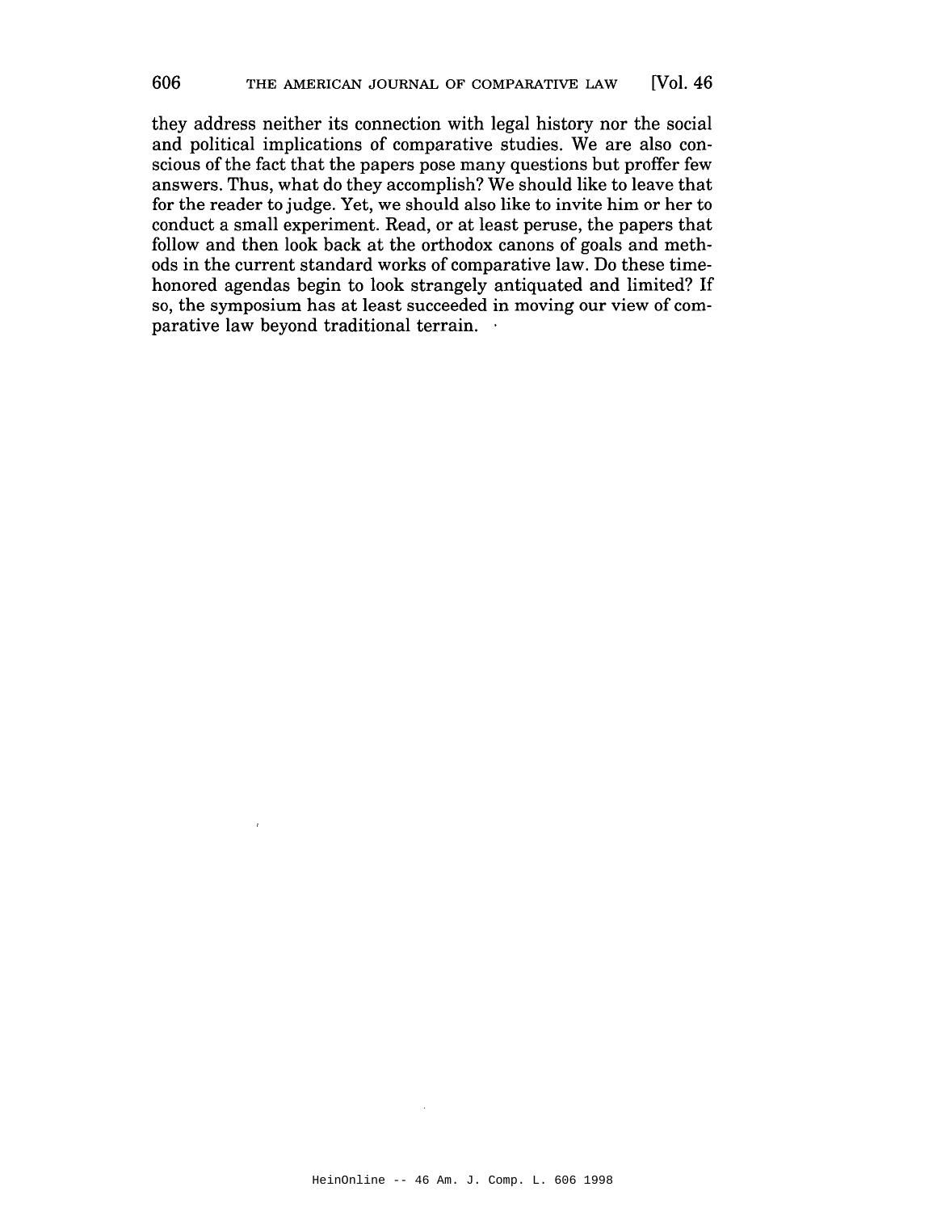they address neither its connection with legal history nor the social and political implications of comparative studies. We are also conscious of the fact that the papers pose many questions but proffer few answers. Thus, what do they accomplish? We should like to leave that for the reader to judge. Yet, we should also like to invite him or her to conduct a small experiment. Read, or at least peruse, the papers that follow and then look back at the orthodox canons of goals and methods in the current standard works of comparative law. Do these time-honored agendas begin to look strangely antiquated and limited? If so, the symposium has at least succeeded in moving our view of comparative law beyond traditional terrain.